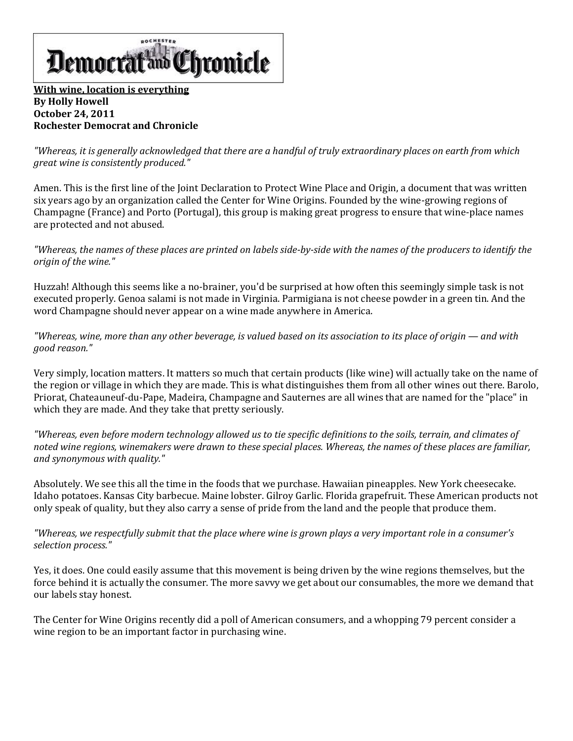**ROCHESTER Democrat and Chronicle**

**With wine, location is everything**
**By Holly Howell**
**October 24, 2011**
**Rochester Democrat and Chronicle**

*"Whereas, it is generally acknowledged that there are a handful of truly extraordinary places on earth from which great wine is consistently produced."*

Amen. This is the first line of the Joint Declaration to Protect Wine Place and Origin, a document that was written six years ago by an organization called the Center for Wine Origins. Founded by the wine-growing regions of Champagne (France) and Porto (Portugal), this group is making great progress to ensure that wine-place names are protected and not abused.

*"Whereas, the names of these places are printed on labels side-by-side with the names of the producers to identify the origin of the wine."*

Huzzah! Although this seems like a no-brainer, you'd be surprised at how often this seemingly simple task is not executed properly. Genoa salami is not made in Virginia. Parmigiana is not cheese powder in a green tin. And the word Champagne should never appear on a wine made anywhere in America.

*"Whereas, wine, more than any other beverage, is valued based on its association to its place of origin — and with good reason."*

Very simply, location matters. It matters so much that certain products (like wine) will actually take on the name of the region or village in which they are made. This is what distinguishes them from all other wines out there. Barolo, Priorat, Chateauneuf-du-Pape, Madeira, Champagne and Sauternes are all wines that are named for the "place" in which they are made. And they take that pretty seriously.

*"Whereas, even before modern technology allowed us to tie specific definitions to the soils, terrain, and climates of noted wine regions, winemakers were drawn to these special places. Whereas, the names of these places are familiar, and synonymous with quality."*

Absolutely. We see this all the time in the foods that we purchase. Hawaiian pineapples. New York cheesecake. Idaho potatoes. Kansas City barbecue. Maine lobster. Gilroy Garlic. Florida grapefruit. These American products not only speak of quality, but they also carry a sense of pride from the land and the people that produce them.

*"Whereas, we respectfully submit that the place where wine is grown plays a very important role in a consumer's selection process."*

Yes, it does. One could easily assume that this movement is being driven by the wine regions themselves, but the force behind it is actually the consumer. The more savvy we get about our consumables, the more we demand that our labels stay honest.

The Center for Wine Origins recently did a poll of American consumers, and a whopping 79 percent consider a wine region to be an important factor in purchasing wine.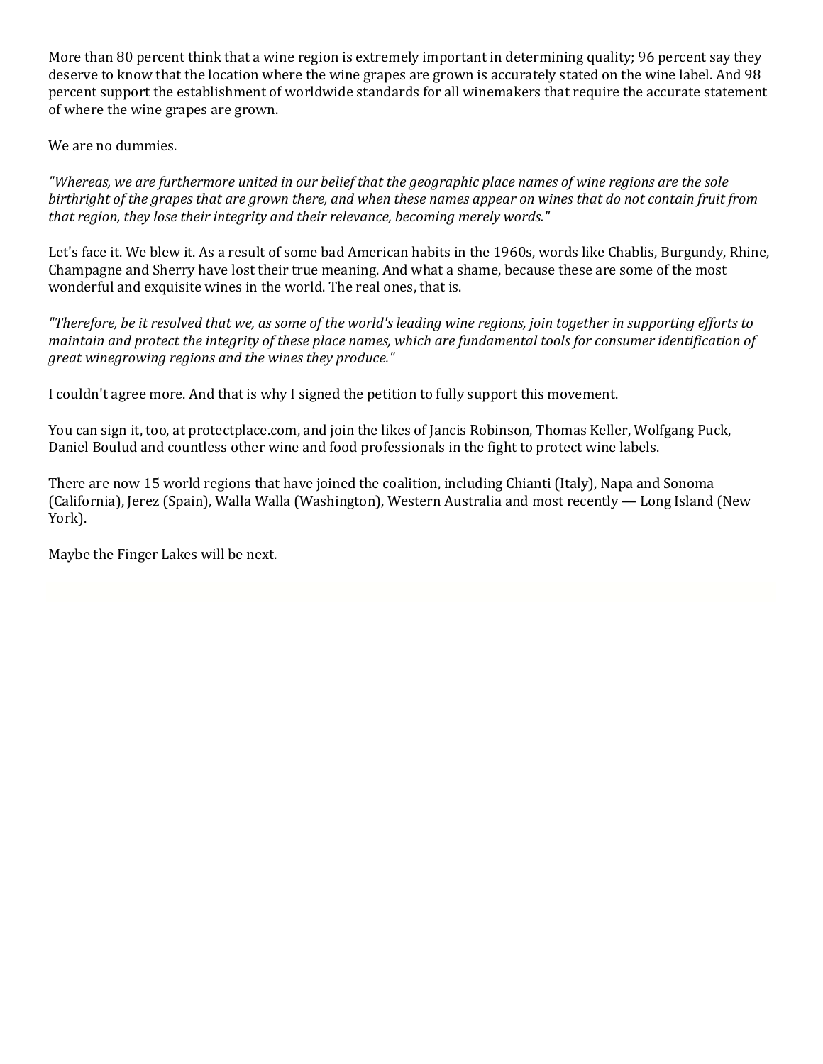More than 80 percent think that a wine region is extremely important in determining quality; 96 percent say they deserve to know that the location where the wine grapes are grown is accurately stated on the wine label. And 98 percent support the establishment of worldwide standards for all winemakers that require the accurate statement of where the wine grapes are grown.

We are no dummies.

*"Whereas, we are furthermore united in our belief that the geographic place names of wine regions are the sole birthright of the grapes that are grown there, and when these names appear on wines that do not contain fruit from that region, they lose their integrity and their relevance, becoming merely words."*

Let's face it. We blew it. As a result of some bad American habits in the 1960s, words like Chablis, Burgundy, Rhine, Champagne and Sherry have lost their true meaning. And what a shame, because these are some of the most wonderful and exquisite wines in the world. The real ones, that is.

*"Therefore, be it resolved that we, as some of the world's leading wine regions, join together in supporting efforts to maintain and protect the integrity of these place names, which are fundamental tools for consumer identification of great winegrowing regions and the wines they produce."*

I couldn't agree more. And that is why I signed the petition to fully support this movement.

You can sign it, too, at protectplace.com, and join the likes of Jancis Robinson, Thomas Keller, Wolfgang Puck, Daniel Boulud and countless other wine and food professionals in the fight to protect wine labels.

There are now 15 world regions that have joined the coalition, including Chianti (Italy), Napa and Sonoma (California), Jerez (Spain), Walla Walla (Washington), Western Australia and most recently — Long Island (New York).

Maybe the Finger Lakes will be next.